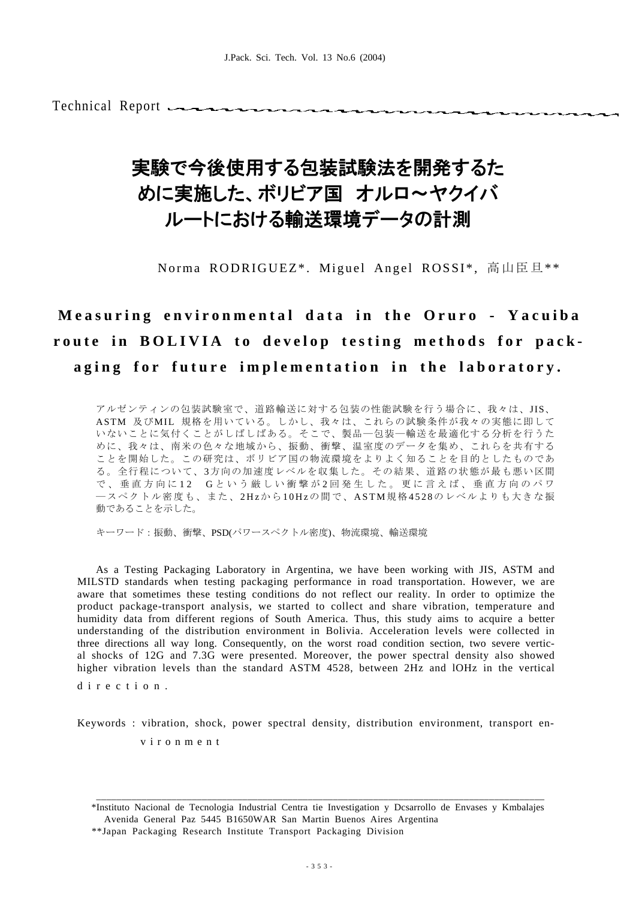Technical Report

# 実験で今後使用する包装試験法を開発するために実施した、ボリビア国 オルロ～ヤクイバルートにおける輸送環境データの計測

Norma RODRIGUEZ*. Miguel Angel ROSSI*, 高山臣旦**

# Measuring environmental data in the Oruro - Yacuiba route in BOLIVIA to develop testing methods for packaging for future implementation in the laboratory.

アルゼンティンの包装試験室で、道路輸送に対する包装の性能試験を行う場合に、我々は、JIS、ASTM 及びMIL 規格を用いている。しかし、我々は、これらの試験条件が我々の実態に即していないことに気付くことがしばしばある。そこで、製品―包装―輸送を最適化する分析を行うために、我々は、南米の色々な地域から、振動、衝撃、温湿度のデータを集め、これらを共有することを開始した。この研究は、ボリビア国の物流環境をよりよく知ることを目的としたものである。全行程について、3方向の加速度レベルを収集した。その結果、道路の状態が最も悪い区間で、垂直方向に12 Gという厳しい衝撃が2回発生した。更に言えば、垂直方向のパワースペクトル密度も、また、2Hzから10Hzの間で、ASTM規格4528のレベルよりも大きな振動であることを示した。

キーワード：振動、衝撃、PSD(パワースペクトル密度)、物流環境、輸送環境

As a Testing Packaging Laboratory in Argentina, we have been working with JIS, ASTM and MILSTD standards when testing packaging performance in road transportation. However, we are aware that sometimes these testing conditions do not reflect our reality. In order to optimize the product package-transport analysis, we started to collect and share vibration, temperature and humidity data from different regions of South America. Thus, this study aims to acquire a better understanding of the distribution environment in Bolivia. Acceleration levels were collected in three directions all way long. Consequently, on the worst road condition section, two severe vertical shocks of 12G and 7.3G were presented. Moreover, the power spectral density also showed higher vibration levels than the standard ASTM 4528, between 2Hz and lOHz in the vertical direction.

Keywords : vibration, shock, power spectral density, distribution environment, transport environment

*Instituto Nacional de Tecnologia Industrial Centra tie Investigation y Dcsarrollo de Envases y Kmbalajes Avenida General Paz 5445 B1650WAR San Martin Buenos Aires Argentina
**Japan Packaging Research Institute Transport Packaging Division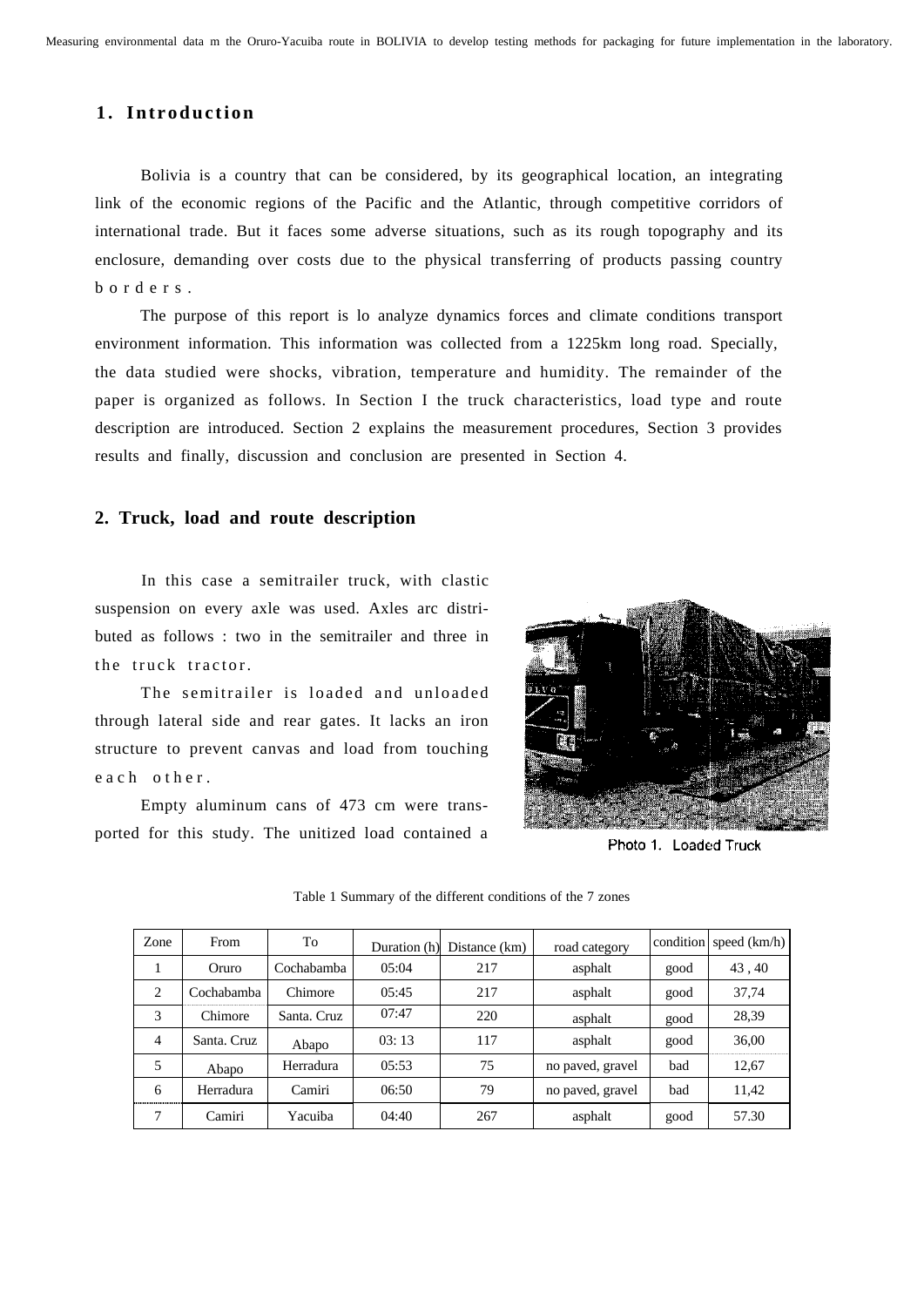## 1. Introduction

Bolivia is a country that can be considered, by its geographical location, an integrating link of the economic regions of the Pacific and the Atlantic, through competitive corridors of international trade. But it faces some adverse situations, such as its rough topography and its enclosure, demanding over costs due to the physical transferring of products passing country borders.

The purpose of this report is lo analyze dynamics forces and climate conditions transport environment information. This information was collected from a 1225km long road. Specially, the data studied were shocks, vibration, temperature and humidity. The remainder of the paper is organized as follows. In Section I the truck characteristics, load type and route description are introduced. Section 2 explains the measurement procedures, Section 3 provides results and finally, discussion and conclusion are presented in Section 4.

## 2. Truck, load and route description

In this case a semitrailer truck, with clastic suspension on every axle was used. Axles arc distributed as follows : two in the semitrailer and three in the truck tractor.

The semitrailer is loaded and unloaded through lateral side and rear gates. It lacks an iron structure to prevent canvas and load from touching each other.

Empty aluminum cans of 473 cm were transported for this study. The unitized load contained a

Photo 1. Loaded Truck

Table 1 Summary of the different conditions of the 7 zones

| Zone | From | To | Duration (h) | Distance (km) | road category | condition | speed (km/h) |
|---|---|---|---|---|---|---|---|
| 1 | Oruro | Cochabamba | 05:04 | 217 | asphalt | good | 43 , 40 |
| 2 | Cochabamba | Chimore | 05:45 | 217 | asphalt | good | 37,74 |
| 3 | Chimore | Santa. Cruz | 07:47 | 220 | asphalt | good | 28,39 |
| 4 | Santa. Cruz | Abapo | 03: 13 | 117 | asphalt | good | 36,00 |
| 5 | Abapo | Herradura | 05:53 | 75 | no paved, gravel | bad | 12,67 |
| 6 | Herradura | Camiri | 06:50 | 79 | no paved, gravel | bad | 11,42 |
| 7 | Camiri | Yacuiba | 04:40 | 267 | asphalt | good | 57.30 |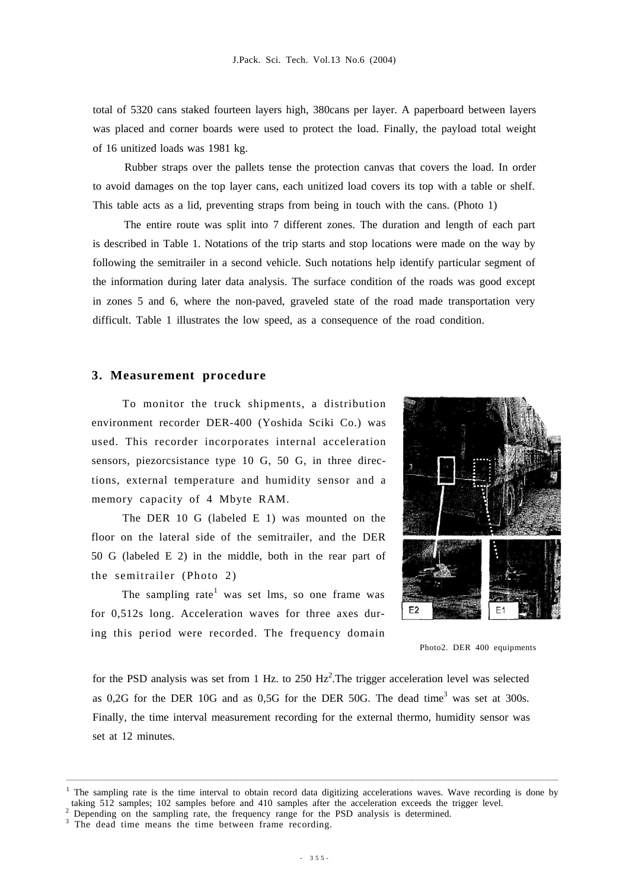total of 5320 cans staked fourteen layers high, 380cans per layer. A paperboard between layers was placed and corner boards were used to protect the load. Finally, the payload total weight of 16 unitized loads was 1981 kg.

Rubber straps over the pallets tense the protection canvas that covers the load. In order to avoid damages on the top layer cans, each unitized load covers its top with a table or shelf. This table acts as a lid, preventing straps from being in touch with the cans. (Photo 1)

The entire route was split into 7 different zones. The duration and length of each part is described in Table 1. Notations of the trip starts and stop locations were made on the way by following the semitrailer in a second vehicle. Such notations help identify particular segment of the information during later data analysis. The surface condition of the roads was good except in zones 5 and 6, where the non-paved, graveled state of the road made transportation very difficult. Table 1 illustrates the low speed, as a consequence of the road condition.

## 3. Measurement procedure

To monitor the truck shipments, a distribution environment recorder DER-400 (Yoshida Sciki Co.) was used. This recorder incorporates internal acceleration sensors, piezorcsistance type 10 G, 50 G, in three directions, external temperature and humidity sensor and a memory capacity of 4 Mbyte RAM.

The DER 10 G (labeled E 1) was mounted on the floor on the lateral side of the semitrailer, and the DER 50 G (labeled E 2) in the middle, both in the rear part of the semitrailer (Photo 2)

E2

E1

Photo2. DER 400 equipments

The sampling rate[1] was set lms, so one frame was for 0,512s long. Acceleration waves for three axes during this period were recorded. The frequency domain for the PSD analysis was set from 1 Hz. to 250 Hz[2].The trigger acceleration level was selected as 0,2G for the DER 10G and as 0,5G for the DER 50G. The dead time[3] was set at 300s. Finally, the time interval measurement recording for the external thermo, humidity sensor was set at 12 minutes.

---

[1] The sampling rate is the time interval to obtain record data digitizing accelerations waves. Wave recording is done by taking 512 samples; 102 samples before and 410 samples after the acceleration exceeds the trigger level.

[2] Depending on the sampling rate, the frequency range for the PSD analysis is determined.

[3] The dead time means the time between frame recording.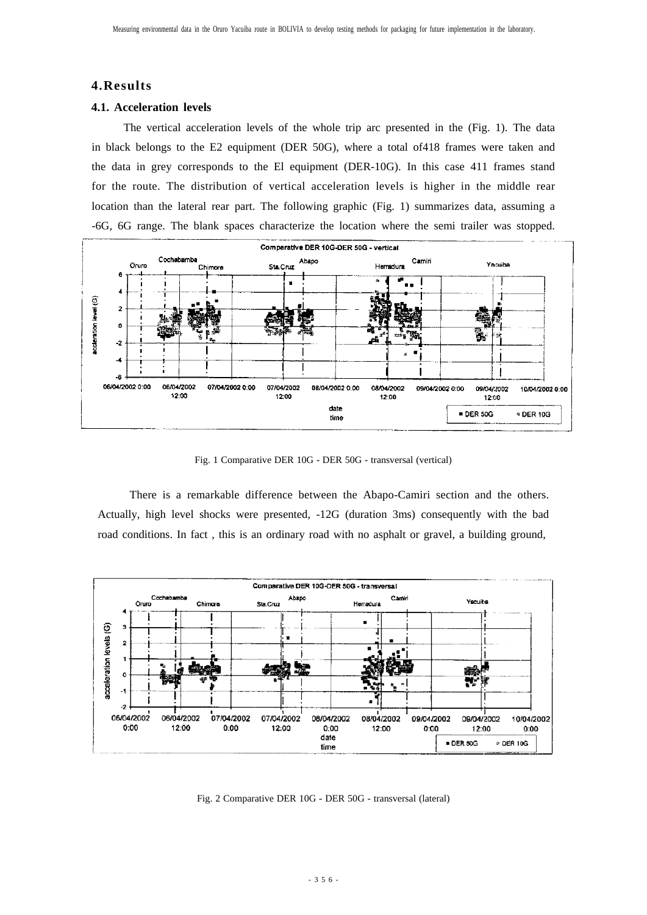## 4. Results

### 4.1. Acceleration levels

The vertical acceleration levels of the whole trip arc presented in the (Fig. 1). The data in black belongs to the E2 equipment (DER 50G), where a total of418 frames were taken and the data in grey corresponds to the El equipment (DER-10G). In this case 411 frames stand for the route. The distribution of vertical acceleration levels is higher in the middle rear location than the lateral rear part. The following graphic (Fig. 1) summarizes data, assuming a -6G, 6G range. The blank spaces characterize the location where the semi trailer was stopped.

Comparative DER 10G-DER 50G - vertical

Oruro, Cochabamba, Chimore, Sta.Cruz, Abapo, Herradura, Camiri, Yacuiba

acceleration level (G)

6, 4, 2, 0, -2, -4, -6

06/04/2002 0:00, 06/04/2002 12:00, 07/04/2002 0:00, 07/04/2002 12:00, 08/04/2002 0:00, 08/04/2002 12:00, 09/04/2002 0:00, 09/04/2002 12:00, 10/04/2002 0:00

date time

DER 50G, DER 10G

Fig. 1 Comparative DER 10G - DER 50G - transversal (vertical)

There is a remarkable difference between the Abapo-Camiri section and the others. Actually, high level shocks were presented, -12G (duration 3ms) consequently with the bad road conditions. In fact , this is an ordinary road with no asphalt or gravel, a building ground,

Comparative DER 10G-DER 50G - transversal

Oruro, Cochabamba, Chimore, Sta.Cruz, Abapo, Herradura, Camiri, Yacuiba

acceleration levels (G)

4, 3, 2, 1, 0, -1, -2

06/04/2002 0:00, 06/04/2002 12:00, 07/04/2002 0:00, 07/04/2002 12:00, 08/04/2002 0:00, 08/04/2002 12:00, 09/04/2002 0:00, 09/04/2002 12:00, 10/04/2002 0:00

date time

DER 50G, DER 10G

Fig. 2 Comparative DER 10G - DER 50G - transversal (lateral)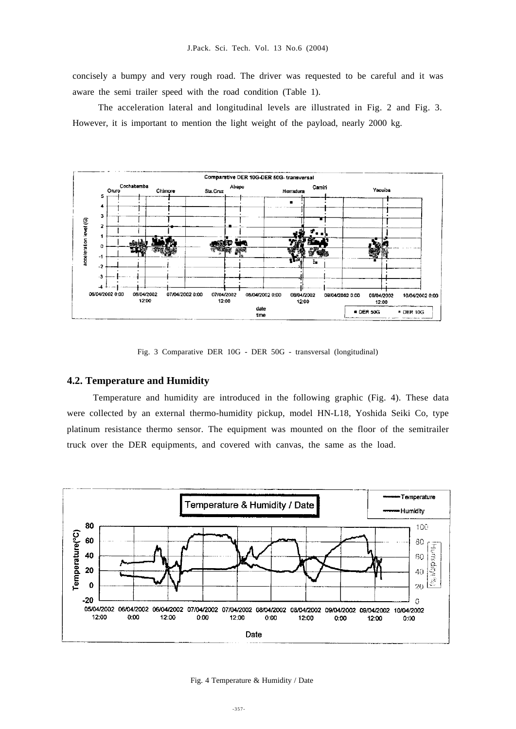concisely a bumpy and very rough road. The driver was requested to be careful and it was aware the semi trailer speed with the road condition (Table 1).

The acceleration lateral and longitudinal levels are illustrated in Fig. 2 and Fig. 3. However, it is important to mention the light weight of the payload, nearly 2000 kg.

Comparative DER 10G-DER 50G- transversal

Oruro Cochabamba Chimore Sta.Cruz Abapo Herradura Camiri Yacuiba

acceleration level (G)

5 4 3 2 1 0 -1 -2 -3 -4

06/04/2002 0:00 06/04/2002 12:00 07/04/2002 0:00 07/04/2002 12:00 08/04/2002 0:00 08/04/2002 12:00 09/04/2002 0:00 09/04/2002 12:00 10/04/2002 0:00

date time

DER 50G DER 10G

Fig. 3 Comparative DER 10G - DER 50G - transversal (longitudinal)

## 4.2. Temperature and Humidity

Temperature and humidity are introduced in the following graphic (Fig. 4). These data were collected by an external thermo-humidity pickup, model HN-L18, Yoshida Seiki Co, type platinum resistance thermo sensor. The equipment was mounted on the floor of the semitrailer truck over the DER equipments, and covered with canvas, the same as the load.

Temperature & Humidity / Date

Temperature
Humidity

Temperature(°C)

80 60 40 20 0 -20

Humidity(%)

100 80 60 40 20 0

05/04/2002 12:00 06/04/2002 0:00 06/04/2002 12:00 07/04/2002 0:00 07/04/2002 12:00 08/04/2002 0:00 08/04/2002 12:00 09/04/2002 0:00 09/04/2002 12:00 10/04/2002 0:00

Date

Fig. 4 Temperature & Humidity / Date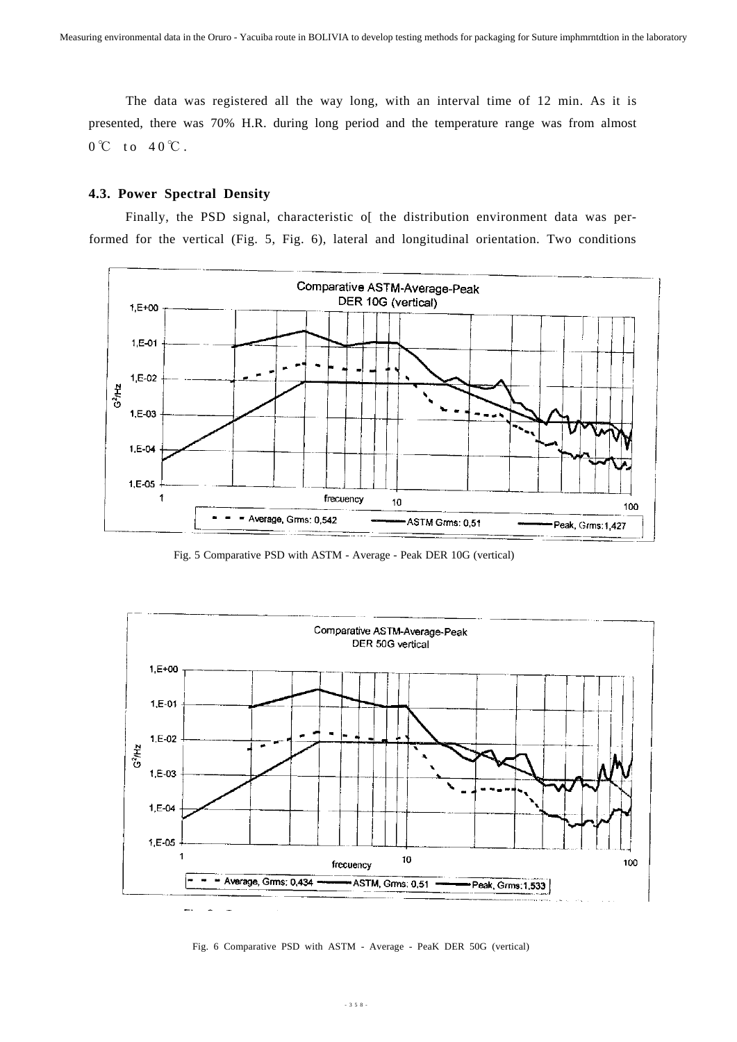The data was registered all the way long, with an interval time of 12 min. As it is presented, there was 70% H.R. during long period and the temperature range was from almost 0℃ to 40℃.

### 4.3. Power Spectral Density

Finally, the PSD signal, characteristic o[ the distribution environment data was performed for the vertical (Fig. 5, Fig. 6), lateral and longitudinal orientation. Two conditions

Comparative ASTM-Average-Peak
DER 10G (vertical)

1,E+00
1,E-01
1,E-02
1,E-03
1,E-04
1,E-05
G²/Hz
1
10
100
frecuency

Average, Grms: 0,542
ASTM Grms: 0,51
Peak, Grms:1,427

Fig. 5 Comparative PSD with ASTM - Average - Peak DER 10G (vertical)

Comparative ASTM-Average-Peak
DER 50G vertical

1,E+00
1,E-01
1,E-02
1,E-03
1,E-04
1,E-05
G²/Hz
1
10
100
frecuency

Average, Grms: 0,434
ASTM, Grms: 0,51
Peak, Grms:1,533

Fig. 6 Comparative PSD with ASTM - Average - PeaK DER 50G (vertical)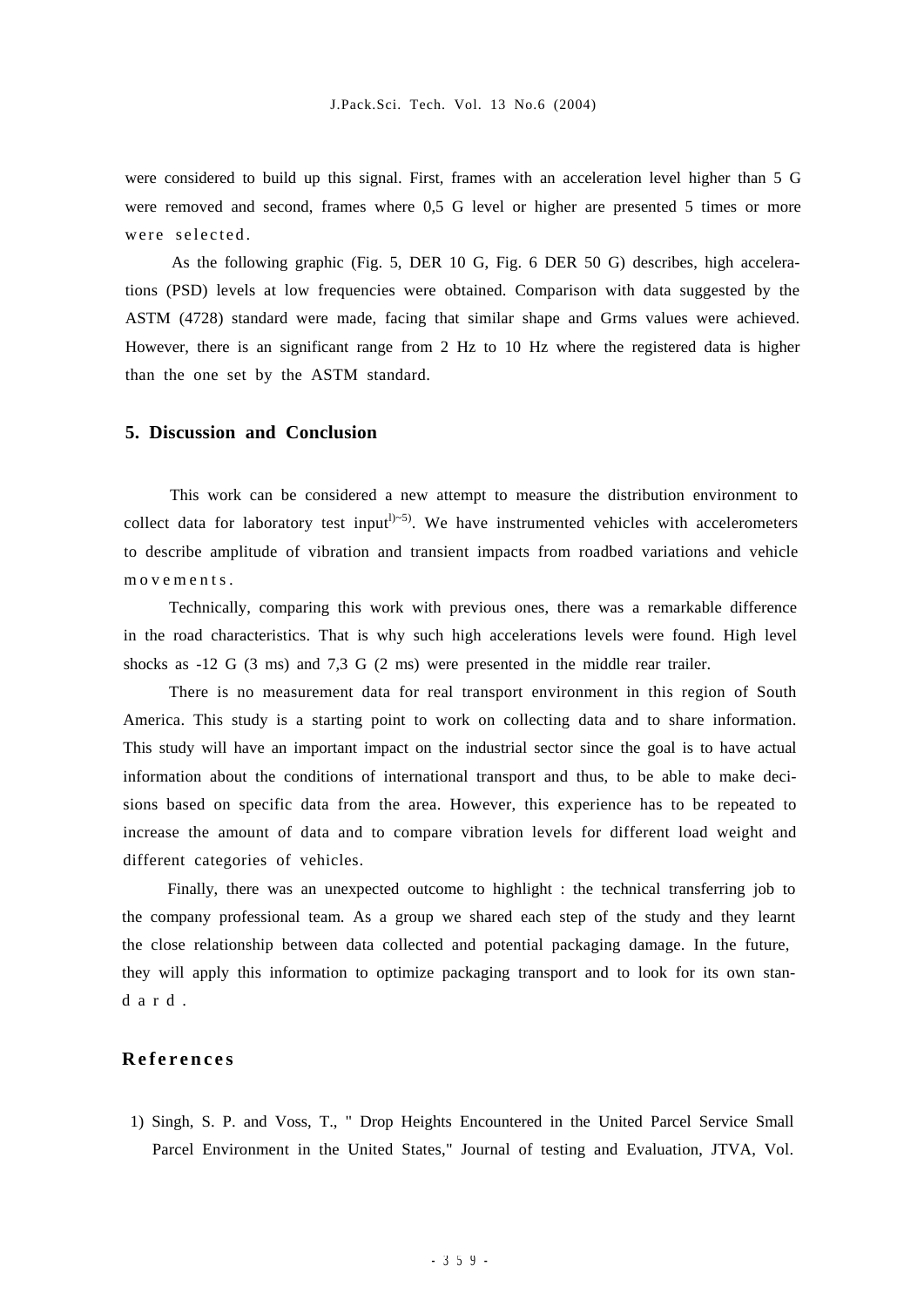were considered to build up this signal. First, frames with an acceleration level higher than 5 G were removed and second, frames where 0,5 G level or higher are presented 5 times or more were selected.

As the following graphic (Fig. 5, DER 10 G, Fig. 6 DER 50 G) describes, high accelerations (PSD) levels at low frequencies were obtained. Comparison with data suggested by the ASTM (4728) standard were made, facing that similar shape and Grms values were achieved. However, there is an significant range from 2 Hz to 10 Hz where the registered data is higher than the one set by the ASTM standard.

## 5. Discussion and Conclusion

This work can be considered a new attempt to measure the distribution environment to collect data for laboratory test input[1)~5)]. We have instrumented vehicles with accelerometers to describe amplitude of vibration and transient impacts from roadbed variations and vehicle movements.

Technically, comparing this work with previous ones, there was a remarkable difference in the road characteristics. That is why such high accelerations levels were found. High level shocks as -12 G (3 ms) and 7,3 G (2 ms) were presented in the middle rear trailer.

There is no measurement data for real transport environment in this region of South America. This study is a starting point to work on collecting data and to share information. This study will have an important impact on the industrial sector since the goal is to have actual information about the conditions of international transport and thus, to be able to make decisions based on specific data from the area. However, this experience has to be repeated to increase the amount of data and to compare vibration levels for different load weight and different categories of vehicles.

Finally, there was an unexpected outcome to highlight : the technical transferring job to the company professional team. As a group we shared each step of the study and they learnt the close relationship between data collected and potential packaging damage. In the future, they will apply this information to optimize packaging transport and to look for its own standard.

## References

1) Singh, S. P. and Voss, T., " Drop Heights Encountered in the United Parcel Service Small Parcel Environment in the United States," Journal of testing and Evaluation, JTVA, Vol.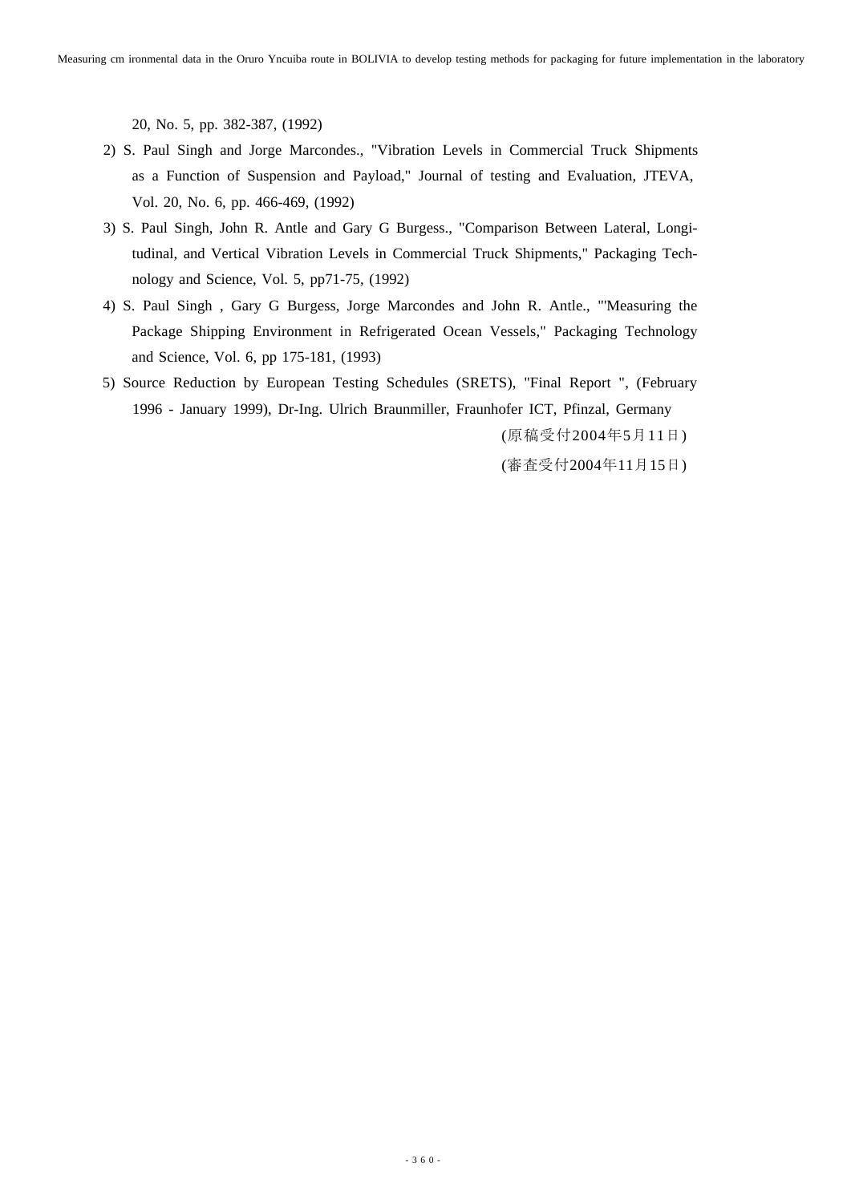20, No. 5, pp. 382-387, (1992)

2) S. Paul Singh and Jorge Marcondes., "Vibration Levels in Commercial Truck Shipments as a Function of Suspension and Payload," Journal of testing and Evaluation, JTEVA, Vol. 20, No. 6, pp. 466-469, (1992)

3) S. Paul Singh, John R. Antle and Gary G Burgess., "Comparison Between Lateral, Longitudinal, and Vertical Vibration Levels in Commercial Truck Shipments," Packaging Technology and Science, Vol. 5, pp71-75, (1992)

4) S. Paul Singh , Gary G Burgess, Jorge Marcondes and John R. Antle., "'Measuring the Package Shipping Environment in Refrigerated Ocean Vessels," Packaging Technology and Science, Vol. 6, pp 175-181, (1993)

5) Source Reduction by European Testing Schedules (SRETS), "Final Report ", (February 1996 - January 1999), Dr-Ing. Ulrich Braunmiller, Fraunhofer ICT, Pfinzal, Germany

(原稿受付2004年5月11日)

(審査受付2004年11月15日)